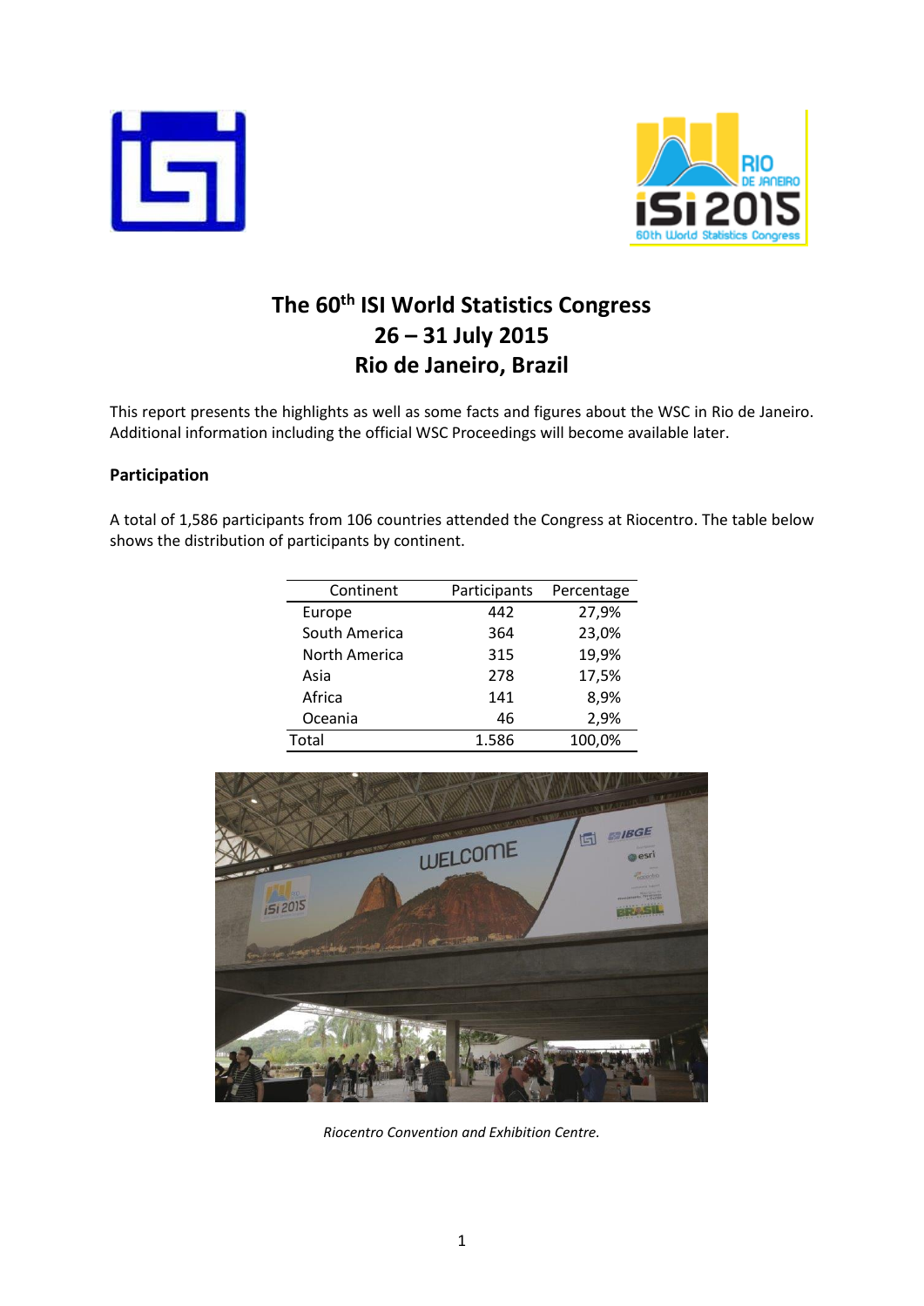# The 60th ISI World Statistics Congress
# 26 – 31 July 2015
# Rio de Janeiro, Brazil

This report presents the highlights as well as some facts and figures about the WSC in Rio de Janeiro. Additional information including the official WSC Proceedings will become available later.

## Participation

A total of 1,586 participants from 106 countries attended the Congress at Riocentro. The table below shows the distribution of participants by continent.

| Continent | Participants | Percentage |
|---|---|---|
| Europe | 442 | 27,9% |
| South America | 364 | 23,0% |
| North America | 315 | 19,9% |
| Asia | 278 | 17,5% |
| Africa | 141 | 8,9% |
| Oceania | 46 | 2,9% |
| Total | 1.586 | 100,0% |

*Riocentro Convention and Exhibition Centre.*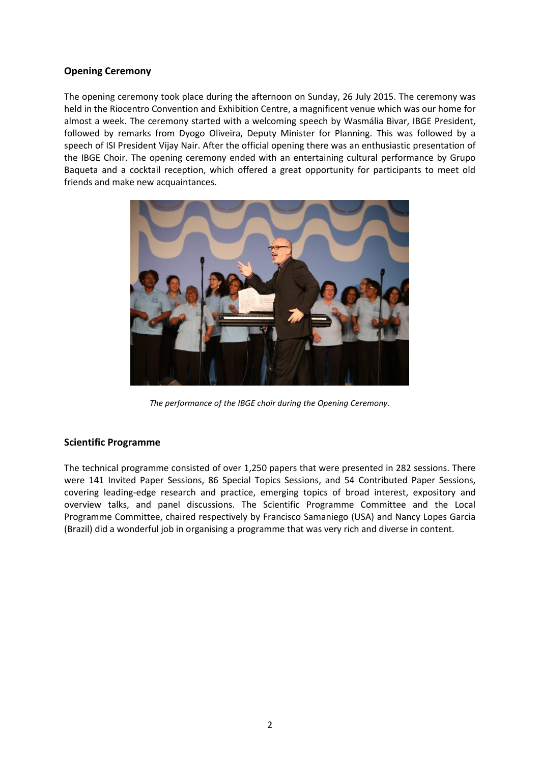## Opening Ceremony

The opening ceremony took place during the afternoon on Sunday, 26 July 2015. The ceremony was held in the Riocentro Convention and Exhibition Centre, a magnificent venue which was our home for almost a week. The ceremony started with a welcoming speech by Wasmália Bivar, IBGE President, followed by remarks from Dyogo Oliveira, Deputy Minister for Planning. This was followed by a speech of ISI President Vijay Nair. After the official opening there was an enthusiastic presentation of the IBGE Choir. The opening ceremony ended with an entertaining cultural performance by Grupo Baqueta and a cocktail reception, which offered a great opportunity for participants to meet old friends and make new acquaintances.

*The performance of the IBGE choir during the Opening Ceremony.*

## Scientific Programme

The technical programme consisted of over 1,250 papers that were presented in 282 sessions. There were 141 Invited Paper Sessions, 86 Special Topics Sessions, and 54 Contributed Paper Sessions, covering leading-edge research and practice, emerging topics of broad interest, expository and overview talks, and panel discussions. The Scientific Programme Committee and the Local Programme Committee, chaired respectively by Francisco Samaniego (USA) and Nancy Lopes Garcia (Brazil) did a wonderful job in organising a programme that was very rich and diverse in content.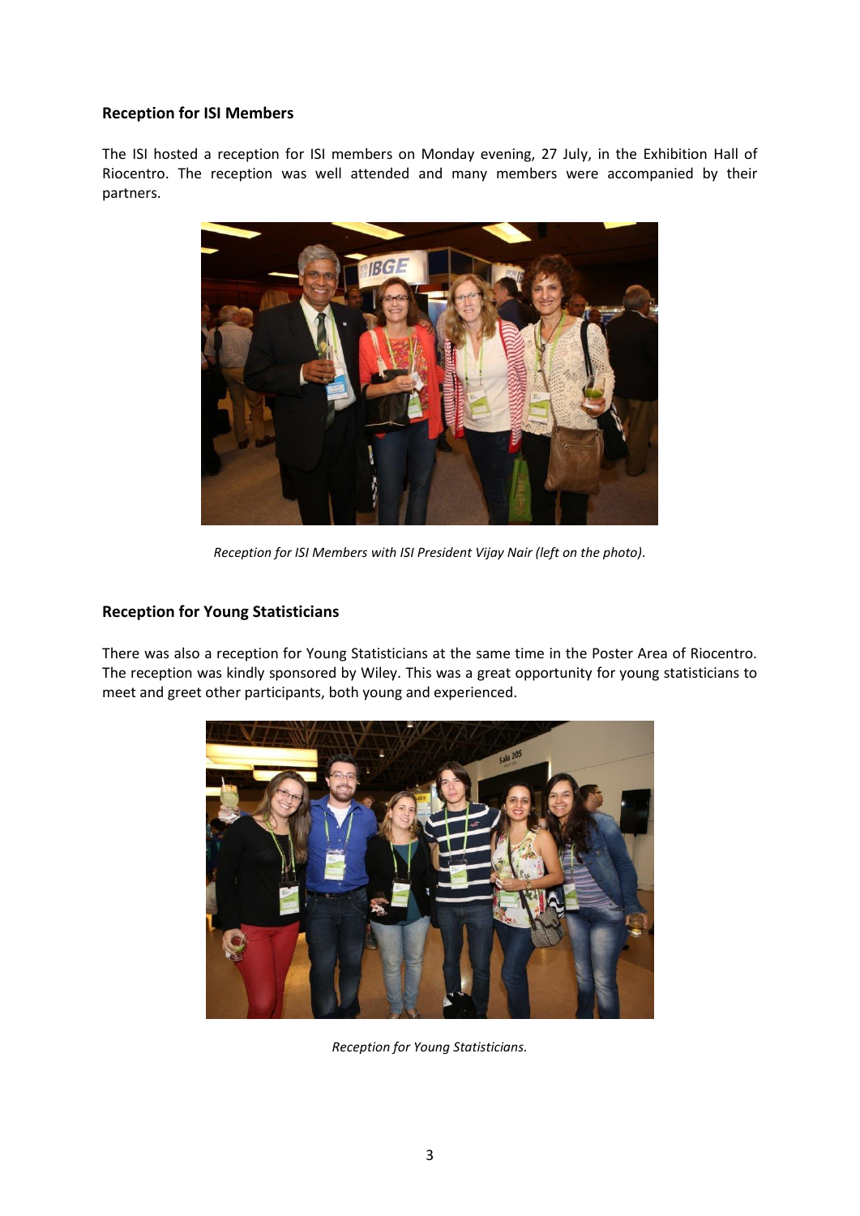### Reception for ISI Members

The ISI hosted a reception for ISI members on Monday evening, 27 July, in the Exhibition Hall of Riocentro. The reception was well attended and many members were accompanied by their partners.

*Reception for ISI Members with ISI President Vijay Nair (left on the photo).*

### Reception for Young Statisticians

There was also a reception for Young Statisticians at the same time in the Poster Area of Riocentro. The reception was kindly sponsored by Wiley. This was a great opportunity for young statisticians to meet and greet other participants, both young and experienced.

*Reception for Young Statisticians.*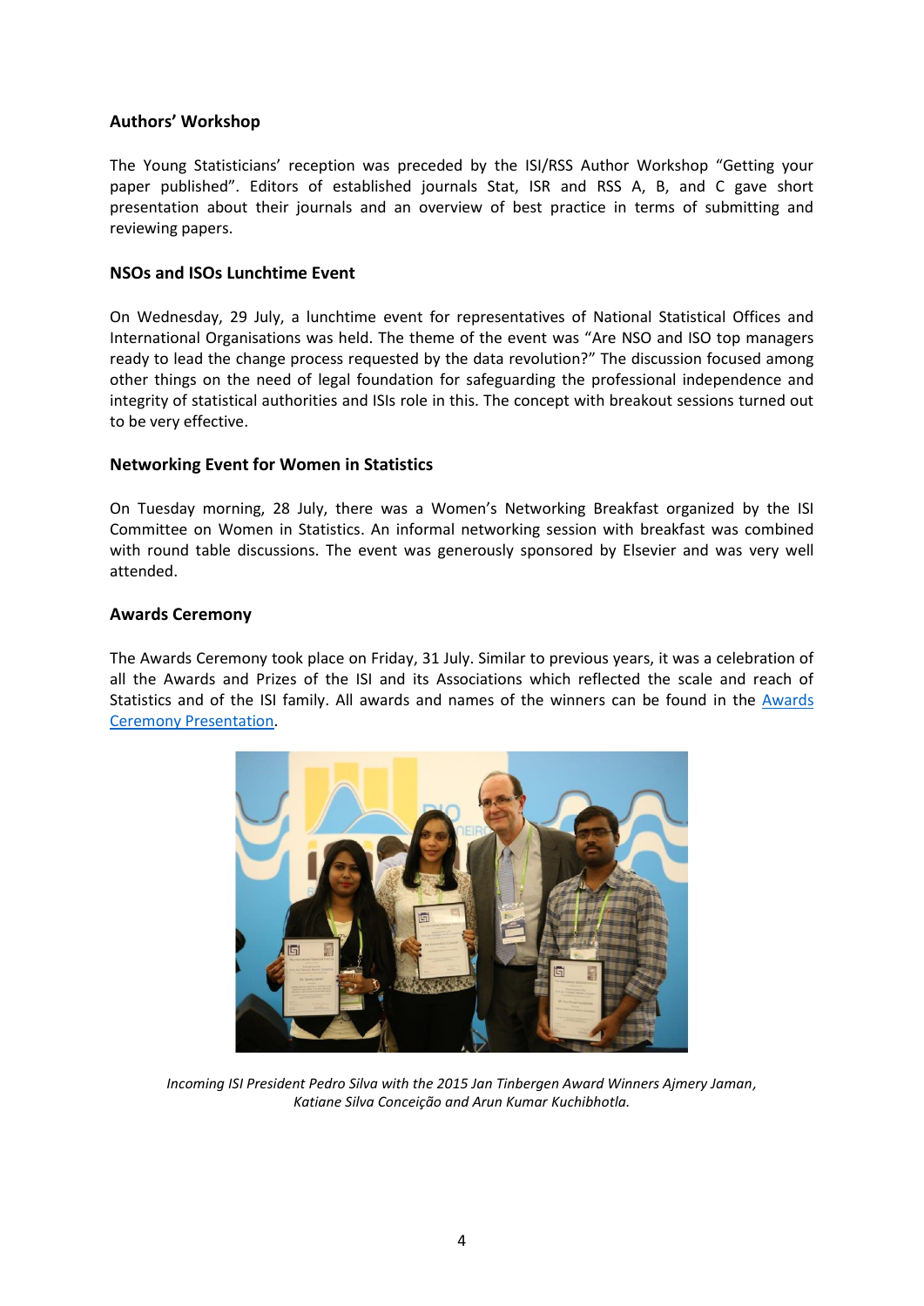### Authors' Workshop

The Young Statisticians' reception was preceded by the ISI/RSS Author Workshop "Getting your paper published". Editors of established journals Stat, ISR and RSS A, B, and C gave short presentation about their journals and an overview of best practice in terms of submitting and reviewing papers.

### NSOs and ISOs Lunchtime Event

On Wednesday, 29 July, a lunchtime event for representatives of National Statistical Offices and International Organisations was held. The theme of the event was "Are NSO and ISO top managers ready to lead the change process requested by the data revolution?" The discussion focused among other things on the need of legal foundation for safeguarding the professional independence and integrity of statistical authorities and ISIs role in this. The concept with breakout sessions turned out to be very effective.

### Networking Event for Women in Statistics

On Tuesday morning, 28 July, there was a Women's Networking Breakfast organized by the ISI Committee on Women in Statistics. An informal networking session with breakfast was combined with round table discussions. The event was generously sponsored by Elsevier and was very well attended.

### Awards Ceremony

The Awards Ceremony took place on Friday, 31 July. Similar to previous years, it was a celebration of all the Awards and Prizes of the ISI and its Associations which reflected the scale and reach of Statistics and of the ISI family. All awards and names of the winners can be found in the [Awards Ceremony Presentation](Awards Ceremony Presentation).

*Incoming ISI President Pedro Silva with the 2015 Jan Tinbergen Award Winners Ajmery Jaman, Katiane Silva Conceição and Arun Kumar Kuchibhotla.*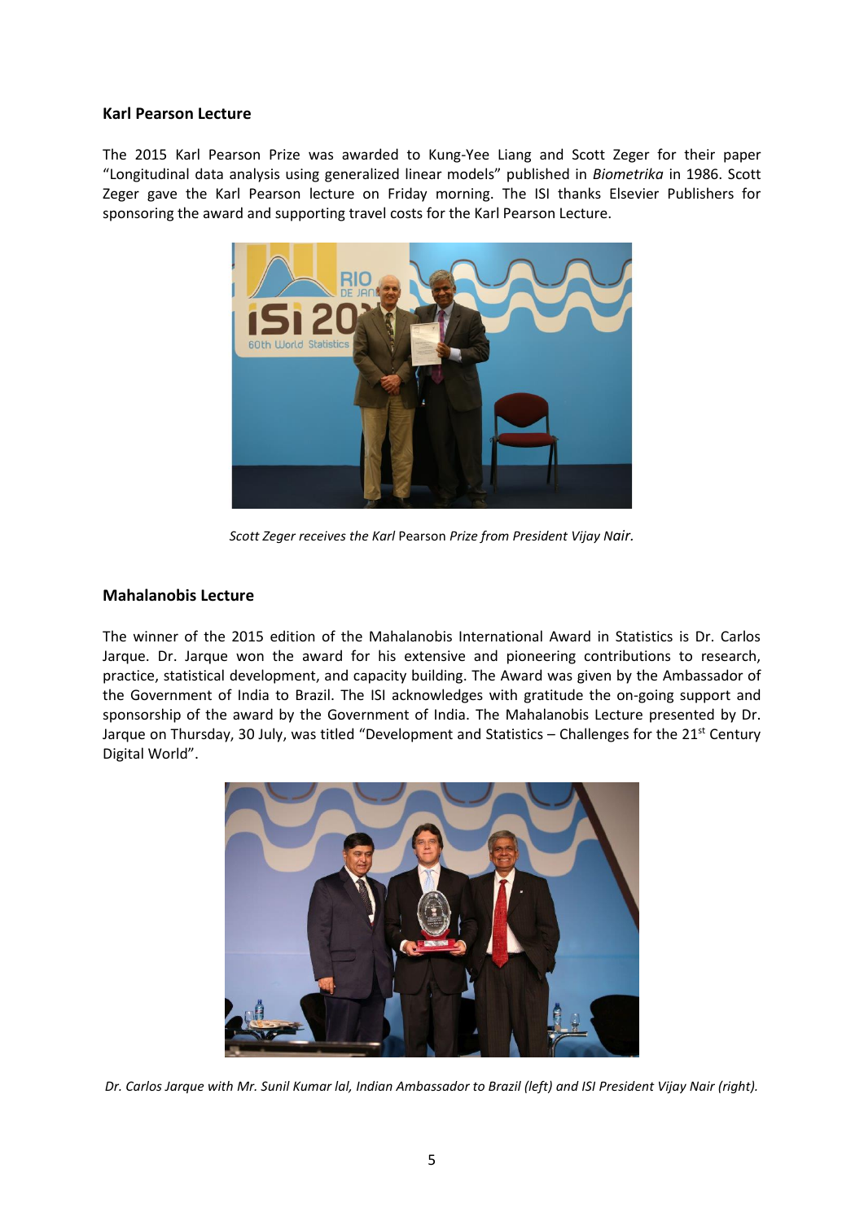### Karl Pearson Lecture

The 2015 Karl Pearson Prize was awarded to Kung-Yee Liang and Scott Zeger for their paper "Longitudinal data analysis using generalized linear models" published in *Biometrika* in 1986. Scott Zeger gave the Karl Pearson lecture on Friday morning. The ISI thanks Elsevier Publishers for sponsoring the award and supporting travel costs for the Karl Pearson Lecture.

*Scott Zeger receives the Karl* Pearson *Prize from President Vijay Nair.*

### Mahalanobis Lecture

The winner of the 2015 edition of the Mahalanobis International Award in Statistics is Dr. Carlos Jarque. Dr. Jarque won the award for his extensive and pioneering contributions to research, practice, statistical development, and capacity building. The Award was given by the Ambassador of the Government of India to Brazil. The ISI acknowledges with gratitude the on-going support and sponsorship of the award by the Government of India. The Mahalanobis Lecture presented by Dr. Jarque on Thursday, 30 July, was titled "Development and Statistics – Challenges for the 21st Century Digital World".

*Dr. Carlos Jarque with Mr. Sunil Kumar lal, Indian Ambassador to Brazil (left) and ISI President Vijay Nair (right).*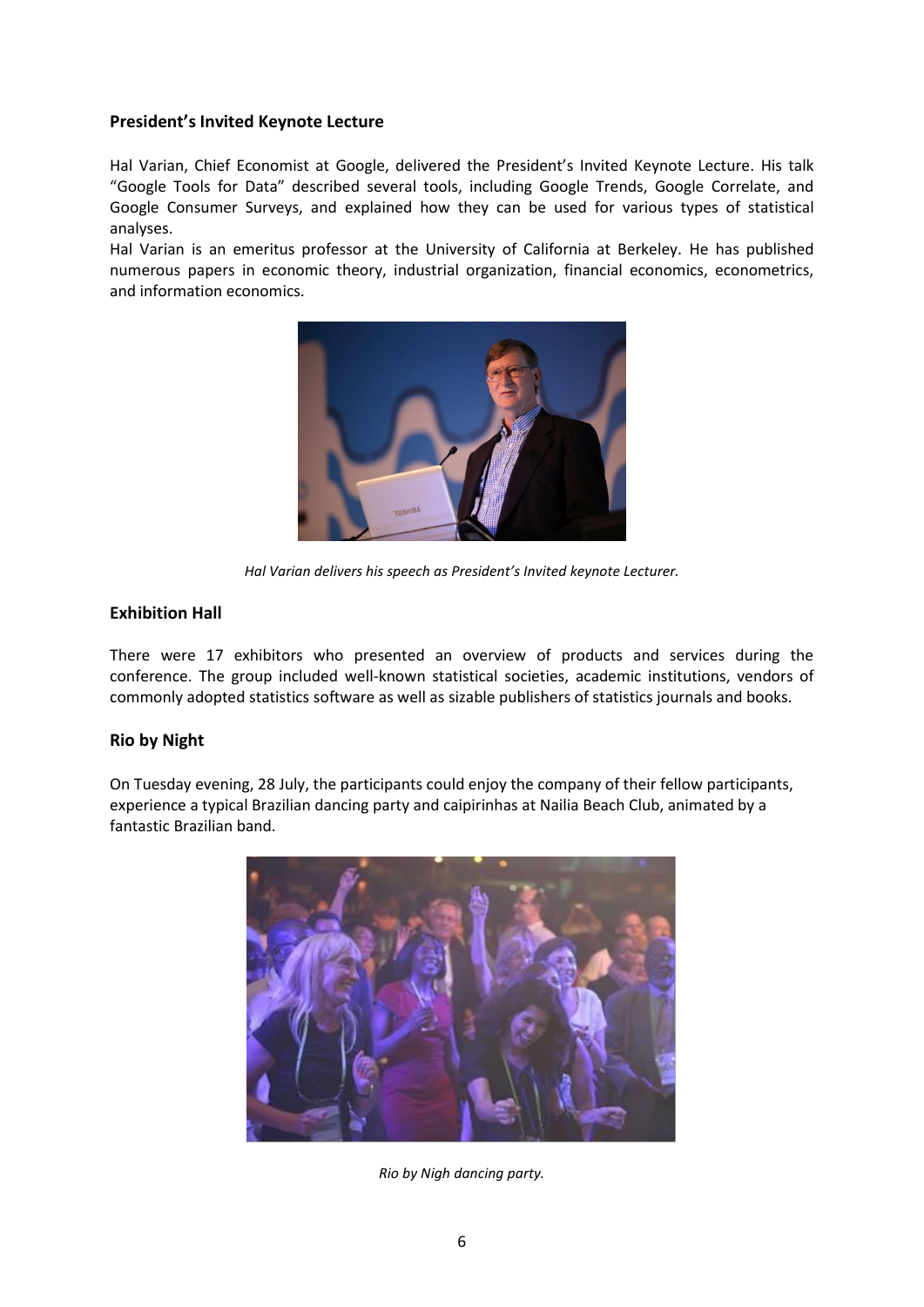## President's Invited Keynote Lecture

Hal Varian, Chief Economist at Google, delivered the President's Invited Keynote Lecture. His talk "Google Tools for Data" described several tools, including Google Trends, Google Correlate, and Google Consumer Surveys, and explained how they can be used for various types of statistical analyses.

Hal Varian is an emeritus professor at the University of California at Berkeley. He has published numerous papers in economic theory, industrial organization, financial economics, econometrics, and information economics.

*Hal Varian delivers his speech as President's Invited keynote Lecturer.*

## Exhibition Hall

There were 17 exhibitors who presented an overview of products and services during the conference. The group included well-known statistical societies, academic institutions, vendors of commonly adopted statistics software as well as sizable publishers of statistics journals and books.

## Rio by Night

On Tuesday evening, 28 July, the participants could enjoy the company of their fellow participants, experience a typical Brazilian dancing party and caipirinhas at Nailia Beach Club, animated by a fantastic Brazilian band.

*Rio by Nigh dancing party.*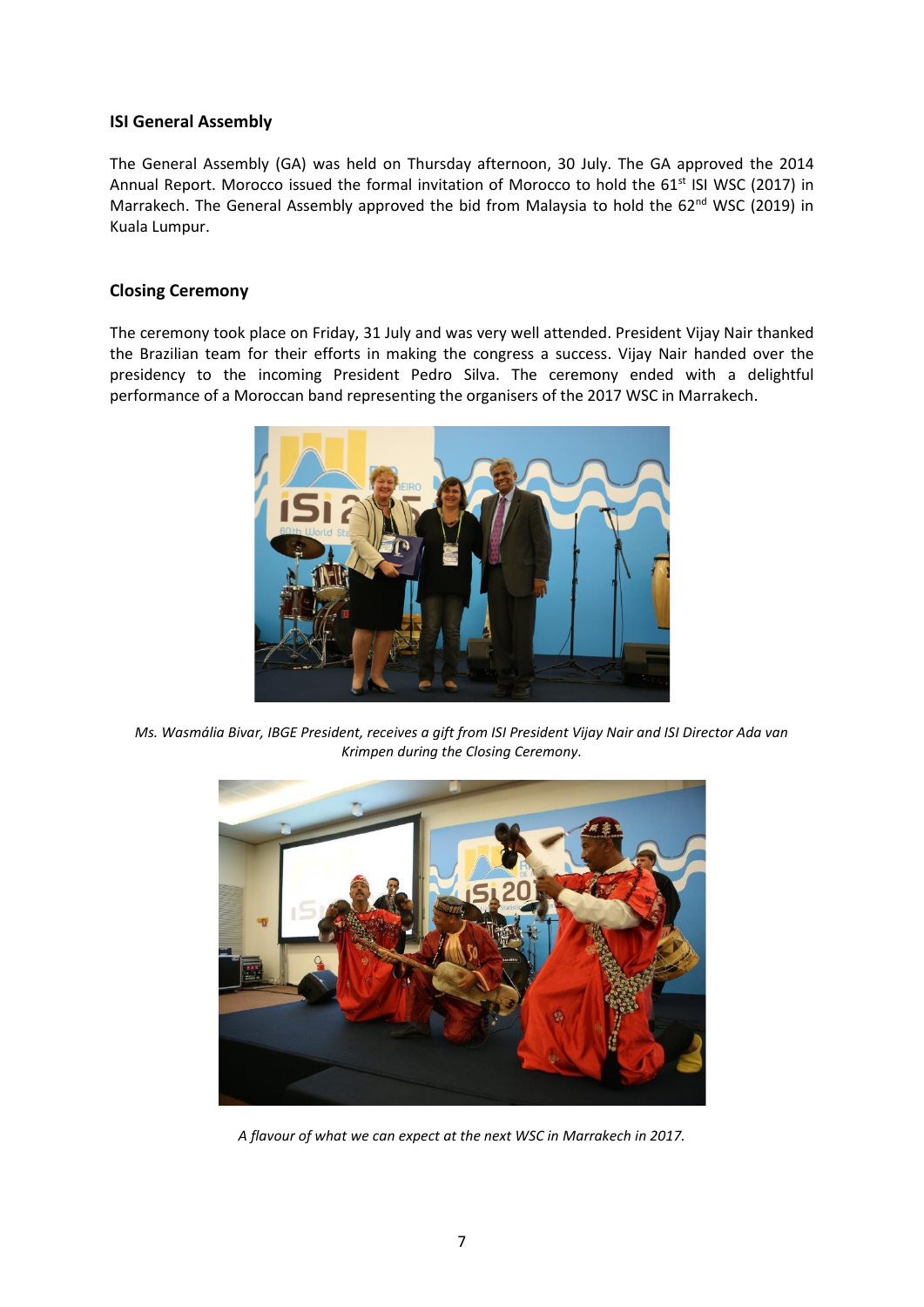## ISI General Assembly

The General Assembly (GA) was held on Thursday afternoon, 30 July. The GA approved the 2014 Annual Report. Morocco issued the formal invitation of Morocco to hold the 61st ISI WSC (2017) in Marrakech. The General Assembly approved the bid from Malaysia to hold the 62nd WSC (2019) in Kuala Lumpur.

## Closing Ceremony

The ceremony took place on Friday, 31 July and was very well attended. President Vijay Nair thanked the Brazilian team for their efforts in making the congress a success. Vijay Nair handed over the presidency to the incoming President Pedro Silva. The ceremony ended with a delightful performance of a Moroccan band representing the organisers of the 2017 WSC in Marrakech.

*Ms. Wasmália Bivar, IBGE President, receives a gift from ISI President Vijay Nair and ISI Director Ada van Krimpen during the Closing Ceremony.*

*A flavour of what we can expect at the next WSC in Marrakech in 2017.*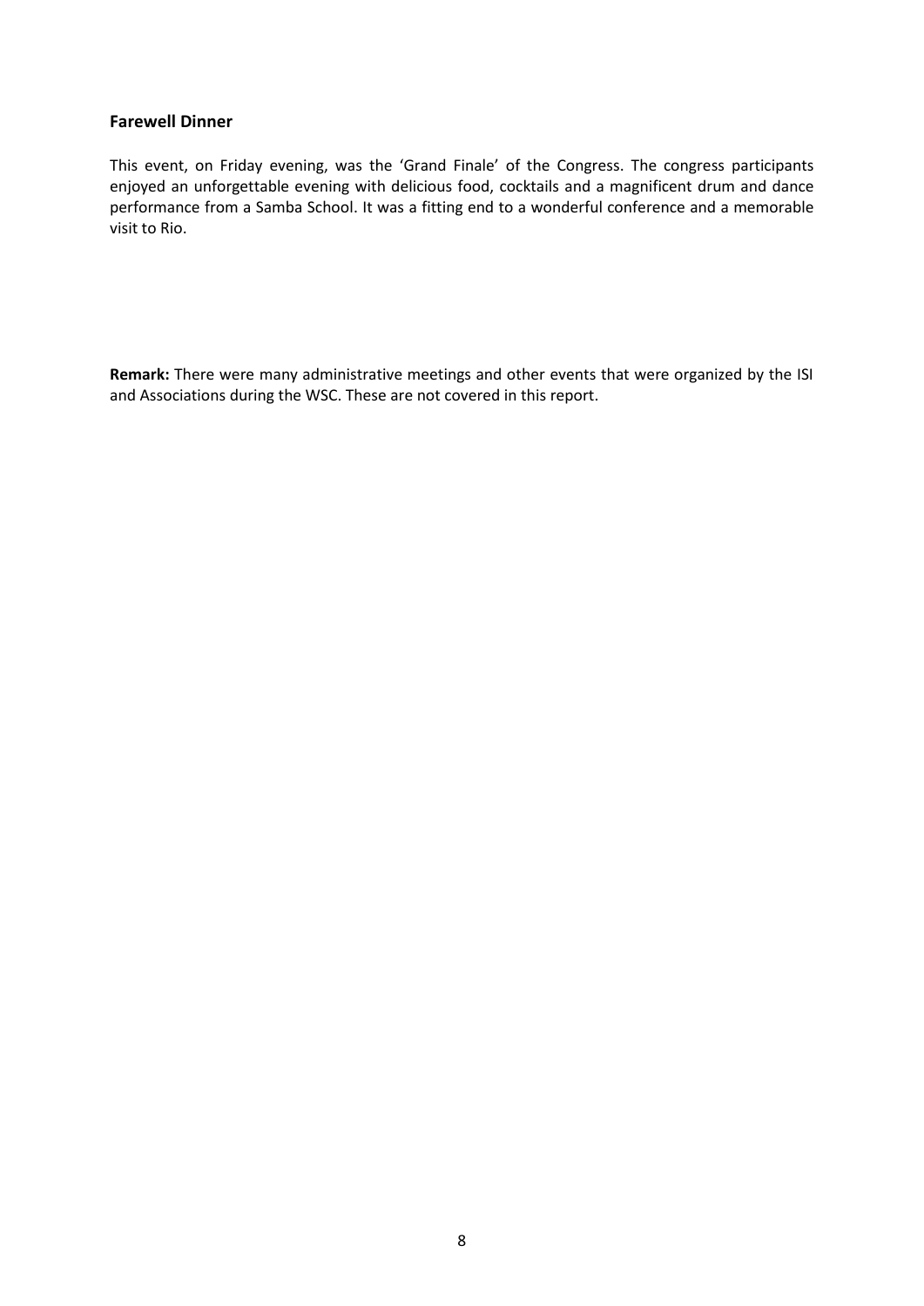### Farewell Dinner

This event, on Friday evening, was the 'Grand Finale' of the Congress. The congress participants enjoyed an unforgettable evening with delicious food, cocktails and a magnificent drum and dance performance from a Samba School. It was a fitting end to a wonderful conference and a memorable visit to Rio.

**Remark:** There were many administrative meetings and other events that were organized by the ISI and Associations during the WSC. These are not covered in this report.